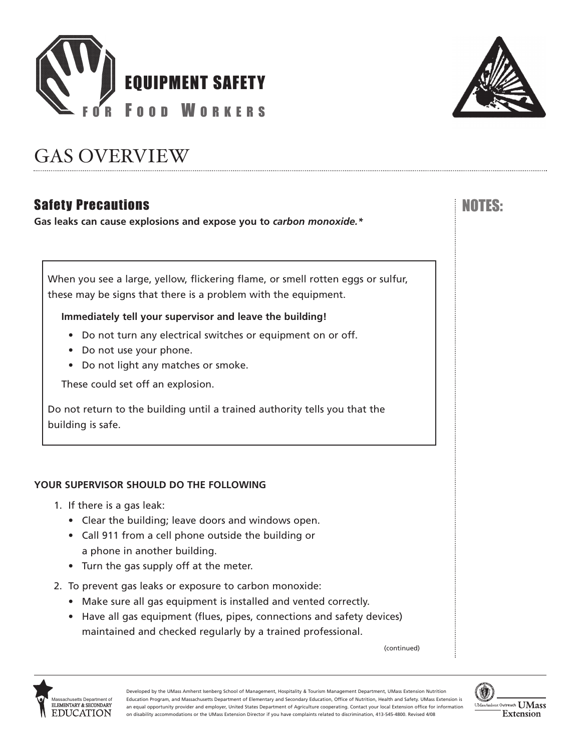# EQUIPMENT SAFETY FOR FOOD WORKERS

# GAS OVERVIEW

## Safety Precautions

**Gas leaks can cause explosions and expose you to *carbon monoxide.****

When you see a large, yellow, flickering flame, or smell rotten eggs or sulfur, these may be signs that there is a problem with the equipment.

**Immediately tell your supervisor and leave the building!**

- Do not turn any electrical switches or equipment on or off.
- Do not use your phone.
- Do not light any matches or smoke.

These could set off an explosion.

Do not return to the building until a trained authority tells you that the building is safe.

**YOUR SUPERVISOR SHOULD DO THE FOLLOWING**

1. If there is a gas leak:
   - Clear the building; leave doors and windows open.
   - Call 911 from a cell phone outside the building or a phone in another building.
   - Turn the gas supply off at the meter.
2. To prevent gas leaks or exposure to carbon monoxide:
   - Make sure all gas equipment is installed and vented correctly.
   - Have all gas equipment (flues, pipes, connections and safety devices) maintained and checked regularly by a trained professional.

(continued)

NOTES:

Developed by the UMass Amherst Isenberg School of Management, Hospitality & Tourism Management Department, UMass Extension Nutrition Education Program, and Massachusetts Department of Elementary and Secondary Education, Office of Nutrition, Health and Safety. UMass Extension is an equal opportunity provider and employer, United States Department of Agriculture cooperating. Contact your local Extension office for information on disability accommodations or the UMass Extension Director if you have complaints related to discrimination, 413-545-4800. Revised 4/08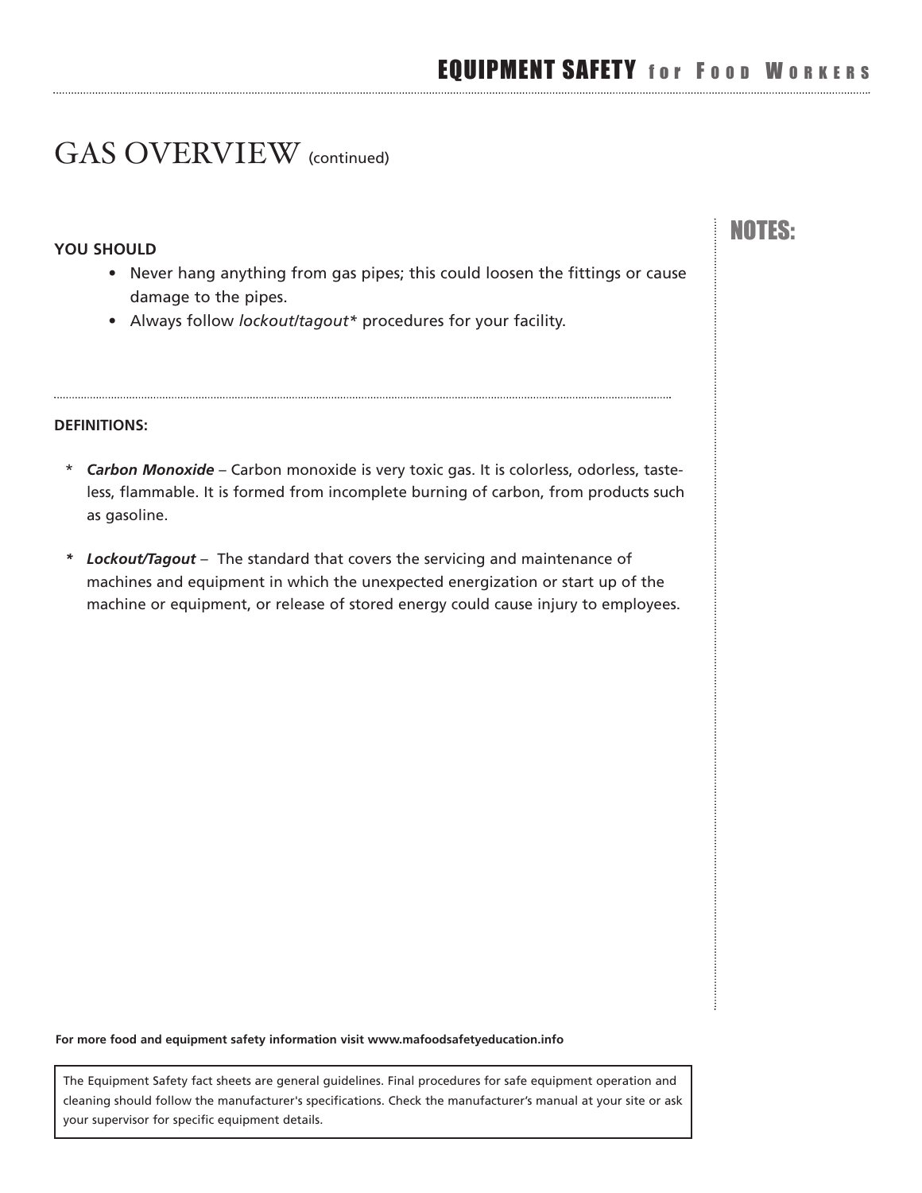# GAS OVERVIEW (continued)

**YOU SHOULD**

- Never hang anything from gas pipes; this could loosen the fittings or cause damage to the pipes.
- Always follow *lockout/tagout** procedures for your facility.

**NOTES:**

---

**DEFINITIONS:**

\* ***Carbon Monoxide*** – Carbon monoxide is very toxic gas. It is colorless, odorless, tasteless, flammable. It is formed from incomplete burning of carbon, from products such as gasoline.

\* ***Lockout/Tagout*** – The standard that covers the servicing and maintenance of machines and equipment in which the unexpected energization or start up of the machine or equipment, or release of stored energy could cause injury to employees.

**For more food and equipment safety information visit www.mafoodsafetyeducation.info**

The Equipment Safety fact sheets are general guidelines. Final procedures for safe equipment operation and cleaning should follow the manufacturer's specifications. Check the manufacturer's manual at your site or ask your supervisor for specific equipment details.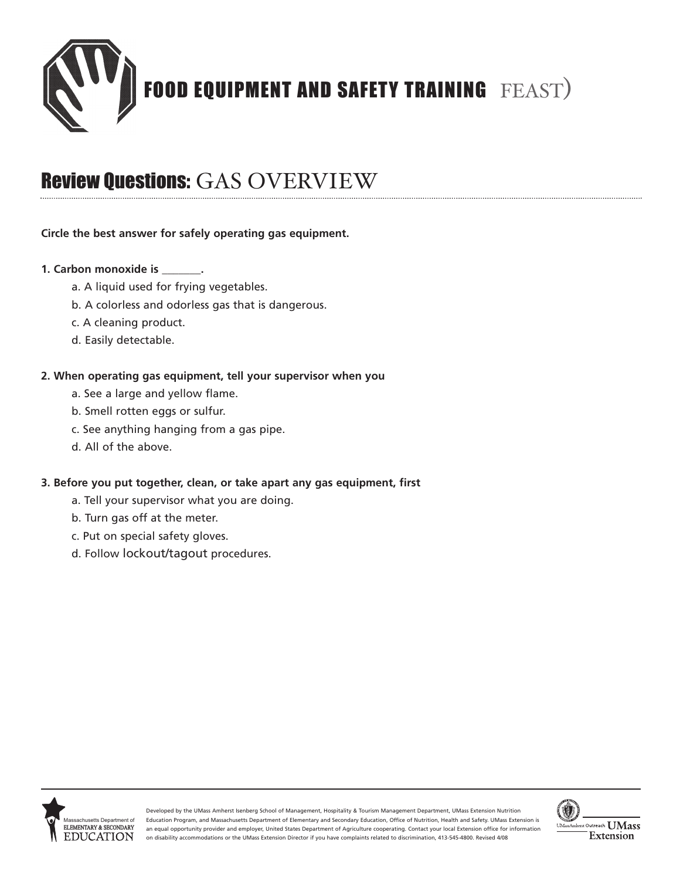# FOOD EQUIPMENT AND SAFETY TRAINING FEAST)

## Review Questions: GAS OVERVIEW

**Circle the best answer for safely operating gas equipment.**

**1. Carbon monoxide is _______.**

a. A liquid used for frying vegetables.

b. A colorless and odorless gas that is dangerous.

c. A cleaning product.

d. Easily detectable.

**2. When operating gas equipment, tell your supervisor when you**

a. See a large and yellow flame.

b. Smell rotten eggs or sulfur.

c. See anything hanging from a gas pipe.

d. All of the above.

**3. Before you put together, clean, or take apart any gas equipment, first**

a. Tell your supervisor what you are doing.

b. Turn gas off at the meter.

c. Put on special safety gloves.

d. Follow lockout/tagout procedures.

Massachusetts Department of ELEMENTARY & SECONDARY EDUCATION

Developed by the UMass Amherst Isenberg School of Management, Hospitality & Tourism Management Department, UMass Extension Nutrition Education Program, and Massachusetts Department of Elementary and Secondary Education, Office of Nutrition, Health and Safety. UMass Extension is an equal opportunity provider and employer, United States Department of Agriculture cooperating. Contact your local Extension office for information on disability accommodations or the UMass Extension Director if you have complaints related to discrimination, 413-545-4800. Revised 4/08

UMassAmherst Outreach UMass Extension